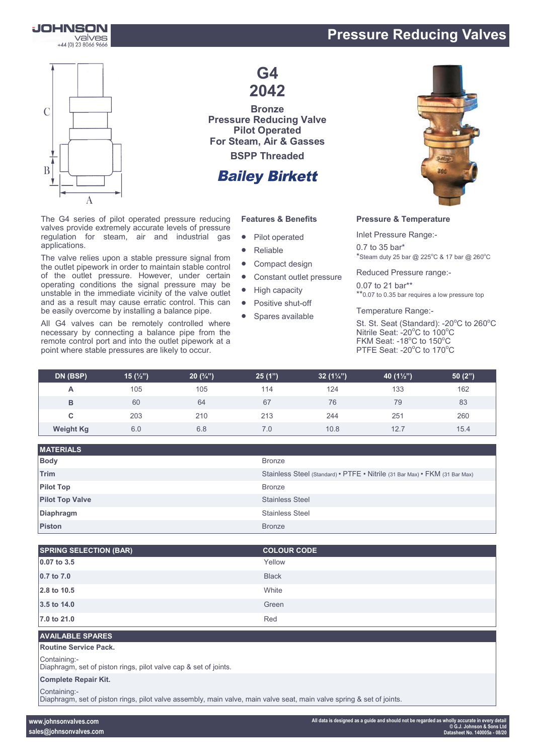# Pressure Reducing Valves

# G4 2042

**Bronze**
**Pressure Reducing Valve**
**Pilot Operated**
**For Steam, Air & Gasses**
**BSPP Threaded**

***Bailey Birkett***

The G4 series of pilot operated pressure reducing valves provide extremely accurate levels of pressure regulation for steam, air and industrial gas applications.

The valve relies upon a stable pressure signal from the outlet pipework in order to maintain stable control of the outlet pressure. However, under certain operating conditions the signal pressure may be unstable in the immediate vicinity of the valve outlet and as a result may cause erratic control. This can be easily overcome by installing a balance pipe.

All G4 valves can be remotely controlled where necessary by connecting a balance pipe from the remote control port and into the outlet pipework at a point where stable pressures are likely to occur.

### Features & Benefits

- Pilot operated
- Reliable
- Compact design
- Constant outlet pressure
- High capacity
- Positive shut-off
- Spares available

### Pressure & Temperature

Inlet Pressure Range:-

0.7 to 35 bar*
*Steam duty 25 bar @ 225°C & 17 bar @ 260°C

Reduced Pressure range:-

0.07 to 21 bar**
**0.07 to 0.35 bar requires a low pressure top

Temperature Range:-

St. St. Seat (Standard): -20°C to 260°C
Nitrile Seat: -20°C to 100°C
FKM Seat: -18°C to 150°C
PTFE Seat: -20°C to 170°C

| DN (BSP) | 15 (½") | 20 (¾") | 25 (1") | 32 (1¼") | 40 (1½") | 50 (2") |
|---|---|---|---|---|---|---|
| A | 105 | 105 | 114 | 124 | 133 | 162 |
| B | 60 | 64 | 67 | 76 | 79 | 83 |
| C | 203 | 210 | 213 | 244 | 251 | 260 |
| Weight Kg | 6.0 | 6.8 | 7.0 | 10.8 | 12.7 | 15.4 |

| MATERIALS | |
|---|---|
| Body | Bronze |
| Trim | Stainless Steel (Standard) • PTFE • Nitrile (31 Bar Max) • FKM (31 Bar Max) |
| Pilot Top | Bronze |
| Pilot Top Valve | Stainless Steel |
| Diaphragm | Stainless Steel |
| Piston | Bronze |

| SPRING SELECTION (BAR) | COLOUR CODE |
|---|---|
| 0.07 to 3.5 | Yellow |
| 0.7 to 7.0 | Black |
| 2.8 to 10.5 | White |
| 3.5 to 14.0 | Green |
| 7.0 to 21.0 | Red |

### AVAILABLE SPARES

**Routine Service Pack.**

Containing:-
Diaphragm, set of piston rings, pilot valve cap & set of joints.

**Complete Repair Kit.**

Containing:-
Diaphragm, set of piston rings, pilot valve assembly, main valve, main valve seat, main valve spring & set of joints.

www.johnsonvalves.com
sales@johnsonvalves.com

All data is designed as a guide and should not be regarded as wholly accurate in every detail
© G.J. Johnson & Sons Ltd
Datasheet No. 140005a - 08/20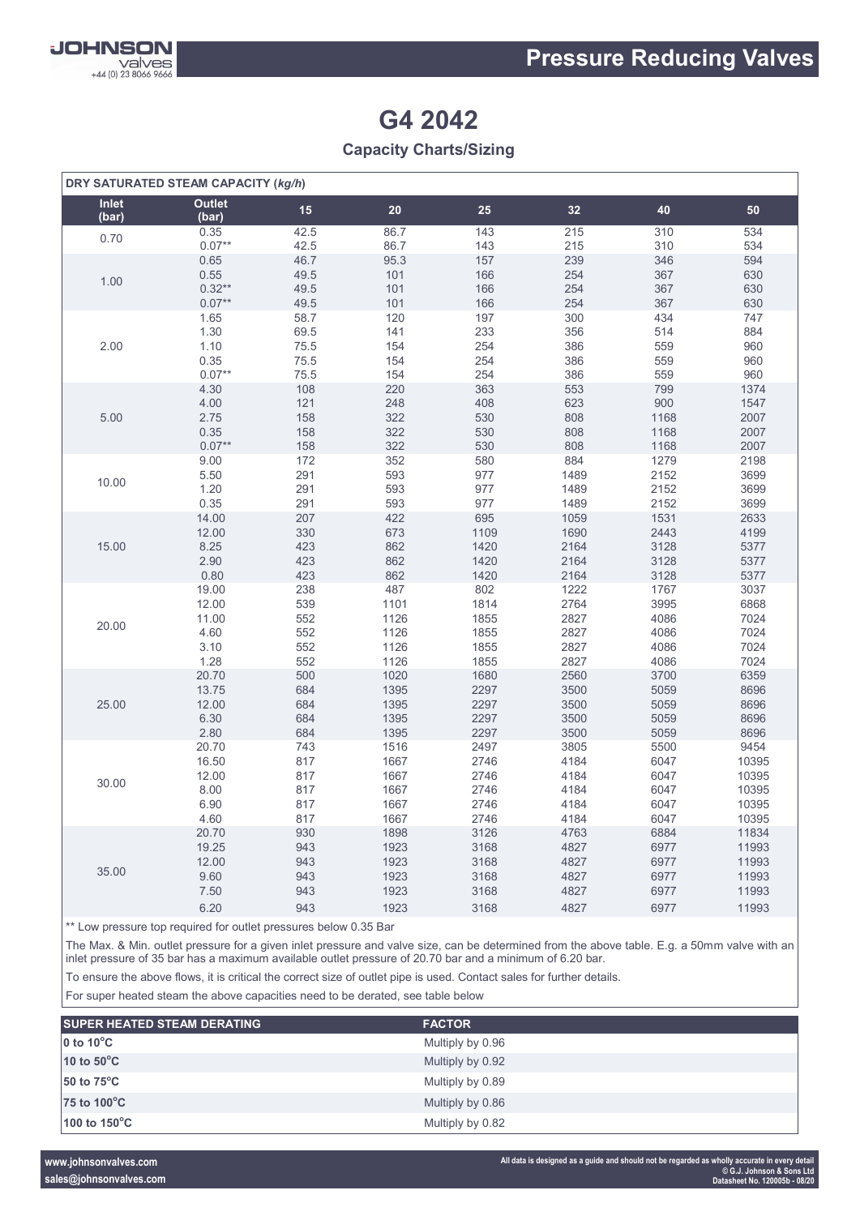# G4 2042

## Capacity Charts/Sizing

| DRY SATURATED STEAM CAPACITY (*kg/h*) | | | | | | | |
|---|---|---|---|---|---|---|---|
| Inlet (bar) | Outlet (bar) | 15 | 20 | 25 | 32 | 40 | 50 |
| 0.70 | 0.35 | 42.5 | 86.7 | 143 | 215 | 310 | 534 |
| | 0.07** | 42.5 | 86.7 | 143 | 215 | 310 | 534 |
| 1.00 | 0.65 | 46.7 | 95.3 | 157 | 239 | 346 | 594 |
| | 0.55 | 49.5 | 101 | 166 | 254 | 367 | 630 |
| | 0.32** | 49.5 | 101 | 166 | 254 | 367 | 630 |
| | 0.07** | 49.5 | 101 | 166 | 254 | 367 | 630 |
| 2.00 | 1.65 | 58.7 | 120 | 197 | 300 | 434 | 747 |
| | 1.30 | 69.5 | 141 | 233 | 356 | 514 | 884 |
| | 1.10 | 75.5 | 154 | 254 | 386 | 559 | 960 |
| | 0.35 | 75.5 | 154 | 254 | 386 | 559 | 960 |
| | 0.07** | 75.5 | 154 | 254 | 386 | 559 | 960 |
| 5.00 | 4.30 | 108 | 220 | 363 | 553 | 799 | 1374 |
| | 4.00 | 121 | 248 | 408 | 623 | 900 | 1547 |
| | 2.75 | 158 | 322 | 530 | 808 | 1168 | 2007 |
| | 0.35 | 158 | 322 | 530 | 808 | 1168 | 2007 |
| | 0.07** | 158 | 322 | 530 | 808 | 1168 | 2007 |
| 10.00 | 9.00 | 172 | 352 | 580 | 884 | 1279 | 2198 |
| | 5.50 | 291 | 593 | 977 | 1489 | 2152 | 3699 |
| | 1.20 | 291 | 593 | 977 | 1489 | 2152 | 3699 |
| | 0.35 | 291 | 593 | 977 | 1489 | 2152 | 3699 |
| 15.00 | 14.00 | 207 | 422 | 695 | 1059 | 1531 | 2633 |
| | 12.00 | 330 | 673 | 1109 | 1690 | 2443 | 4199 |
| | 8.25 | 423 | 862 | 1420 | 2164 | 3128 | 5377 |
| | 2.90 | 423 | 862 | 1420 | 2164 | 3128 | 5377 |
| | 0.80 | 423 | 862 | 1420 | 2164 | 3128 | 5377 |
| 20.00 | 19.00 | 238 | 487 | 802 | 1222 | 1767 | 3037 |
| | 12.00 | 539 | 1101 | 1814 | 2764 | 3995 | 6868 |
| | 11.00 | 552 | 1126 | 1855 | 2827 | 4086 | 7024 |
| | 4.60 | 552 | 1126 | 1855 | 2827 | 4086 | 7024 |
| | 3.10 | 552 | 1126 | 1855 | 2827 | 4086 | 7024 |
| | 1.28 | 552 | 1126 | 1855 | 2827 | 4086 | 7024 |
| 25.00 | 20.70 | 500 | 1020 | 1680 | 2560 | 3700 | 6359 |
| | 13.75 | 684 | 1395 | 2297 | 3500 | 5059 | 8696 |
| | 12.00 | 684 | 1395 | 2297 | 3500 | 5059 | 8696 |
| | 6.30 | 684 | 1395 | 2297 | 3500 | 5059 | 8696 |
| | 2.80 | 684 | 1395 | 2297 | 3500 | 5059 | 8696 |
| 30.00 | 20.70 | 743 | 1516 | 2497 | 3805 | 5500 | 9454 |
| | 16.50 | 817 | 1667 | 2746 | 4184 | 6047 | 10395 |
| | 12.00 | 817 | 1667 | 2746 | 4184 | 6047 | 10395 |
| | 8.00 | 817 | 1667 | 2746 | 4184 | 6047 | 10395 |
| | 6.90 | 817 | 1667 | 2746 | 4184 | 6047 | 10395 |
| | 4.60 | 817 | 1667 | 2746 | 4184 | 6047 | 10395 |
| 35.00 | 20.70 | 930 | 1898 | 3126 | 4763 | 6884 | 11834 |
| | 19.25 | 943 | 1923 | 3168 | 4827 | 6977 | 11993 |
| | 12.00 | 943 | 1923 | 3168 | 4827 | 6977 | 11993 |
| | 9.60 | 943 | 1923 | 3168 | 4827 | 6977 | 11993 |
| | 7.50 | 943 | 1923 | 3168 | 4827 | 6977 | 11993 |
| | 6.20 | 943 | 1923 | 3168 | 4827 | 6977 | 11993 |

** Low pressure top required for outlet pressures below 0.35 Bar

The Max. & Min. outlet pressure for a given inlet pressure and valve size, can be determined from the above table. E.g. a 50mm valve with an inlet pressure of 35 bar has a maximum available outlet pressure of 20.70 bar and a minimum of 6.20 bar.

To ensure the above flows, it is critical the correct size of outlet pipe is used. Contact sales for further details.

For super heated steam the above capacities need to be derated, see table below

| SUPER HEATED STEAM DERATING | FACTOR |
|---|---|
| **0 to 10°C** | Multiply by 0.96 |
| **10 to 50°C** | Multiply by 0.92 |
| **50 to 75°C** | Multiply by 0.89 |
| **75 to 100°C** | Multiply by 0.86 |
| **100 to 150°C** | Multiply by 0.82 |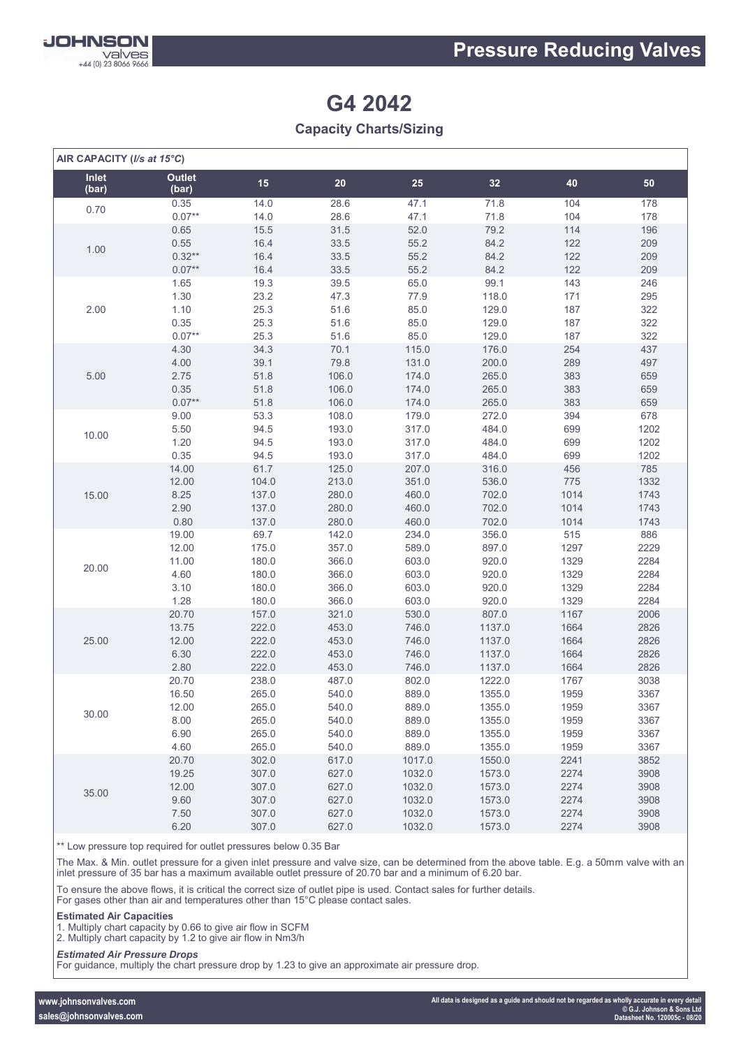# G4 2042

## Capacity Charts/Sizing

**AIR CAPACITY (*l/s at 15°C*)**

| Inlet (bar) | Outlet (bar) | 15 | 20 | 25 | 32 | 40 | 50 |
|---|---|---|---|---|---|---|---|
| 0.70 | 0.35 | 14.0 | 28.6 | 47.1 | 71.8 | 104 | 178 |
| | 0.07** | 14.0 | 28.6 | 47.1 | 71.8 | 104 | 178 |
| 1.00 | 0.65 | 15.5 | 31.5 | 52.0 | 79.2 | 114 | 196 |
| | 0.55 | 16.4 | 33.5 | 55.2 | 84.2 | 122 | 209 |
| | 0.32** | 16.4 | 33.5 | 55.2 | 84.2 | 122 | 209 |
| | 0.07** | 16.4 | 33.5 | 55.2 | 84.2 | 122 | 209 |
| 2.00 | 1.65 | 19.3 | 39.5 | 65.0 | 99.1 | 143 | 246 |
| | 1.30 | 23.2 | 47.3 | 77.9 | 118.0 | 171 | 295 |
| | 1.10 | 25.3 | 51.6 | 85.0 | 129.0 | 187 | 322 |
| | 0.35 | 25.3 | 51.6 | 85.0 | 129.0 | 187 | 322 |
| | 0.07** | 25.3 | 51.6 | 85.0 | 129.0 | 187 | 322 |
| 5.00 | 4.30 | 34.3 | 70.1 | 115.0 | 176.0 | 254 | 437 |
| | 4.00 | 39.1 | 79.8 | 131.0 | 200.0 | 289 | 497 |
| | 2.75 | 51.8 | 106.0 | 174.0 | 265.0 | 383 | 659 |
| | 0.35 | 51.8 | 106.0 | 174.0 | 265.0 | 383 | 659 |
| | 0.07** | 51.8 | 106.0 | 174.0 | 265.0 | 383 | 659 |
| 10.00 | 9.00 | 53.3 | 108.0 | 179.0 | 272.0 | 394 | 678 |
| | 5.50 | 94.5 | 193.0 | 317.0 | 484.0 | 699 | 1202 |
| | 1.20 | 94.5 | 193.0 | 317.0 | 484.0 | 699 | 1202 |
| | 0.35 | 94.5 | 193.0 | 317.0 | 484.0 | 699 | 1202 |
| 15.00 | 14.00 | 61.7 | 125.0 | 207.0 | 316.0 | 456 | 785 |
| | 12.00 | 104.0 | 213.0 | 351.0 | 536.0 | 775 | 1332 |
| | 8.25 | 137.0 | 280.0 | 460.0 | 702.0 | 1014 | 1743 |
| | 2.90 | 137.0 | 280.0 | 460.0 | 702.0 | 1014 | 1743 |
| | 0.80 | 137.0 | 280.0 | 460.0 | 702.0 | 1014 | 1743 |
| 20.00 | 19.00 | 69.7 | 142.0 | 234.0 | 356.0 | 515 | 886 |
| | 12.00 | 175.0 | 357.0 | 589.0 | 897.0 | 1297 | 2229 |
| | 11.00 | 180.0 | 366.0 | 603.0 | 920.0 | 1329 | 2284 |
| | 4.60 | 180.0 | 366.0 | 603.0 | 920.0 | 1329 | 2284 |
| | 3.10 | 180.0 | 366.0 | 603.0 | 920.0 | 1329 | 2284 |
| | 1.28 | 180.0 | 366.0 | 603.0 | 920.0 | 1329 | 2284 |
| 25.00 | 20.70 | 157.0 | 321.0 | 530.0 | 807.0 | 1167 | 2006 |
| | 13.75 | 222.0 | 453.0 | 746.0 | 1137.0 | 1664 | 2826 |
| | 12.00 | 222.0 | 453.0 | 746.0 | 1137.0 | 1664 | 2826 |
| | 6.30 | 222.0 | 453.0 | 746.0 | 1137.0 | 1664 | 2826 |
| | 2.80 | 222.0 | 453.0 | 746.0 | 1137.0 | 1664 | 2826 |
| 30.00 | 20.70 | 238.0 | 487.0 | 802.0 | 1222.0 | 1767 | 3038 |
| | 16.50 | 265.0 | 540.0 | 889.0 | 1355.0 | 1959 | 3367 |
| | 12.00 | 265.0 | 540.0 | 889.0 | 1355.0 | 1959 | 3367 |
| | 8.00 | 265.0 | 540.0 | 889.0 | 1355.0 | 1959 | 3367 |
| | 6.90 | 265.0 | 540.0 | 889.0 | 1355.0 | 1959 | 3367 |
| | 4.60 | 265.0 | 540.0 | 889.0 | 1355.0 | 1959 | 3367 |
| 35.00 | 20.70 | 302.0 | 617.0 | 1017.0 | 1550.0 | 2241 | 3852 |
| | 19.25 | 307.0 | 627.0 | 1032.0 | 1573.0 | 2274 | 3908 |
| | 12.00 | 307.0 | 627.0 | 1032.0 | 1573.0 | 2274 | 3908 |
| | 9.60 | 307.0 | 627.0 | 1032.0 | 1573.0 | 2274 | 3908 |
| | 7.50 | 307.0 | 627.0 | 1032.0 | 1573.0 | 2274 | 3908 |
| | 6.20 | 307.0 | 627.0 | 1032.0 | 1573.0 | 2274 | 3908 |

** Low pressure top required for outlet pressures below 0.35 Bar

The Max. & Min. outlet pressure for a given inlet pressure and valve size, can be determined from the above table. E.g. a 50mm valve with an inlet pressure of 35 bar has a maximum available outlet pressure of 20.70 bar and a minimum of 6.20 bar.

To ensure the above flows, it is critical the correct size of outlet pipe is used. Contact sales for further details.
For gases other than air and temperatures other than 15°C please contact sales.

**Estimated Air Capacities**

1. Multiply chart capacity by 0.66 to give air flow in SCFM
2. Multiply chart capacity by 1.2 to give air flow in Nm3/h

***Estimated Air Pressure Drops***

For guidance, multiply the chart pressure drop by 1.23 to give an approximate air pressure drop.

www.johnsonvalves.com
sales@johnsonvalves.com

All data is designed as a guide and should not be regarded as wholly accurate in every detail
© G.J. Johnson & Sons Ltd
Datasheet No. 120005c - 08/20